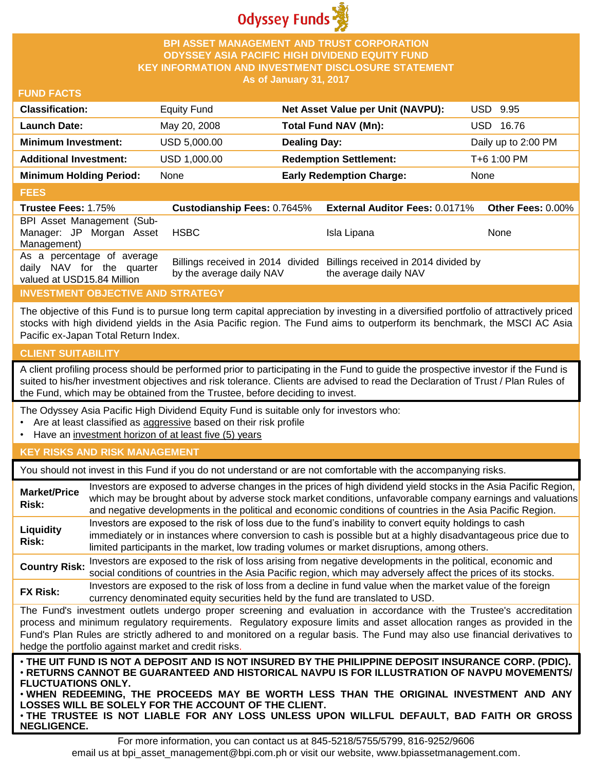Odyssey Funds

# BPI ASSET MANAGEMENT AND TRUST CORPORATION
# ODYSSEY ASIA PACIFIC HIGH DIVIDEND EQUITY FUND
# KEY INFORMATION AND INVESTMENT DISCLOSURE STATEMENT
**As of January 31, 2017**

## FUND FACTS

| | | | |
|---|---|---|---|
| **Classification:** | Equity Fund | **Net Asset Value per Unit (NAVPU):** | USD 9.95 |
| **Launch Date:** | May 20, 2008 | **Total Fund NAV (Mn):** | USD 16.76 |
| **Minimum Investment:** | USD 5,000.00 | **Dealing Day:** | Daily up to 2:00 PM |
| **Additional Investment:** | USD 1,000.00 | **Redemption Settlement:** | T+6 1:00 PM |
| **Minimum Holding Period:** | None | **Early Redemption Charge:** | None |

## FEES

| **Trustee Fees:** 1.75% | **Custodianship Fees:** 0.7645% | **External Auditor Fees:** 0.0171% | **Other Fees:** 0.00% |
|---|---|---|---|
| BPI Asset Management (Sub-Manager: JP Morgan Asset Management) | HSBC | Isla Lipana | None |
| As a percentage of average daily NAV for the quarter valued at USD15.84 Million | Billings received in 2014 divided by the average daily NAV | Billings received in 2014 divided by the average daily NAV | |

## INVESTMENT OBJECTIVE AND STRATEGY

The objective of this Fund is to pursue long term capital appreciation by investing in a diversified portfolio of attractively priced stocks with high dividend yields in the Asia Pacific region. The Fund aims to outperform its benchmark, the MSCI AC Asia Pacific ex-Japan Total Return Index.

## CLIENT SUITABILITY

A client profiling process should be performed prior to participating in the Fund to guide the prospective investor if the Fund is suited to his/her investment objectives and risk tolerance. Clients are advised to read the Declaration of Trust / Plan Rules of the Fund, which may be obtained from the Trustee, before deciding to invest.

The Odyssey Asia Pacific High Dividend Equity Fund is suitable only for investors who:

- Are at least classified as aggressive based on their risk profile
- Have an investment horizon of at least five (5) years

## KEY RISKS AND RISK MANAGEMENT

You should not invest in this Fund if you do not understand or are not comfortable with the accompanying risks.

| | |
|---|---|
| **Market/Price Risk:** | Investors are exposed to adverse changes in the prices of high dividend yield stocks in the Asia Pacific Region, which may be brought about by adverse stock market conditions, unfavorable company earnings and valuations and negative developments in the political and economic conditions of countries in the Asia Pacific Region. |
| **Liquidity Risk:** | Investors are exposed to the risk of loss due to the fund's inability to convert equity holdings to cash immediately or in instances where conversion to cash is possible but at a highly disadvantageous price due to limited participants in the market, low trading volumes or market disruptions, among others. |
| **Country Risk:** | Investors are exposed to the risk of loss arising from negative developments in the political, economic and social conditions of countries in the Asia Pacific region, which may adversely affect the prices of its stocks. |
| **FX Risk:** | Investors are exposed to the risk of loss from a decline in fund value when the market value of the foreign currency denominated equity securities held by the fund are translated to USD. |

The Fund's investment outlets undergo proper screening and evaluation in accordance with the Trustee's accreditation process and minimum regulatory requirements. Regulatory exposure limits and asset allocation ranges as provided in the Fund's Plan Rules are strictly adhered to and monitored on a regular basis. The Fund may also use financial derivatives to hedge the portfolio against market and credit risks.

- **THE UIT FUND IS NOT A DEPOSIT AND IS NOT INSURED BY THE PHILIPPINE DEPOSIT INSURANCE CORP. (PDIC).**
- **RETURNS CANNOT BE GUARANTEED AND HISTORICAL NAVPU IS FOR ILLUSTRATION OF NAVPU MOVEMENTS/ FLUCTUATIONS ONLY.**
- **WHEN REDEEMING, THE PROCEEDS MAY BE WORTH LESS THAN THE ORIGINAL INVESTMENT AND ANY LOSSES WILL BE SOLELY FOR THE ACCOUNT OF THE CLIENT.**
- **THE TRUSTEE IS NOT LIABLE FOR ANY LOSS UNLESS UPON WILLFUL DEFAULT, BAD FAITH OR GROSS NEGLIGENCE.**

For more information, you can contact us at 845-5218/5755/5799, 816-9252/9606
email us at bpi_asset_management@bpi.com.ph or visit our website, www.bpiassetmanagement.com.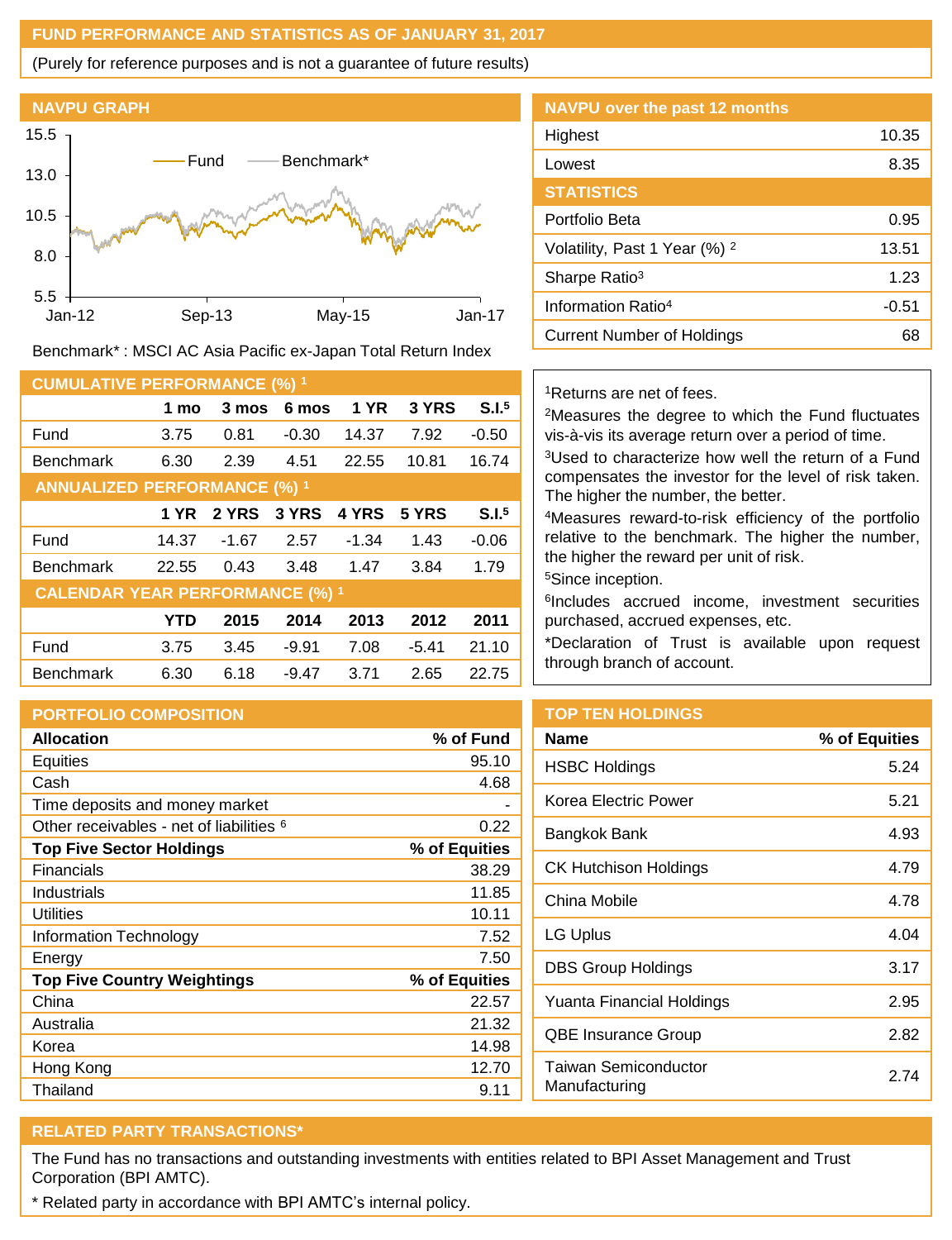## FUND PERFORMANCE AND STATISTICS AS OF JANUARY 31, 2017

(Purely for reference purposes and is not a guarantee of future results)

### NAVPU GRAPH

Benchmark* : MSCI AC Asia Pacific ex-Japan Total Return Index

### NAVPU over the past 12 months

| | |
|---|---|
| Highest | 10.35 |
| Lowest | 8.35 |

### STATISTICS

| | |
|---|---|
| Portfolio Beta | 0.95 |
| Volatility, Past 1 Year (%) [2] | 13.51 |
| Sharpe Ratio[3] | 1.23 |
| Information Ratio[4] | -0.51 |
| Current Number of Holdings | 68 |

### CUMULATIVE PERFORMANCE (%) [1]

| | 1 mo | 3 mos | 6 mos | 1 YR | 3 YRS | S.I.[5] |
|---|---|---|---|---|---|---|
| Fund | 3.75 | 0.81 | -0.30 | 14.37 | 7.92 | -0.50 |
| Benchmark | 6.30 | 2.39 | 4.51 | 22.55 | 10.81 | 16.74 |

### ANNUALIZED PERFORMANCE (%) [1]

| | 1 YR | 2 YRS | 3 YRS | 4 YRS | 5 YRS | S.I.[5] |
|---|---|---|---|---|---|---|
| Fund | 14.37 | -1.67 | 2.57 | -1.34 | 1.43 | -0.06 |
| Benchmark | 22.55 | 0.43 | 3.48 | 1.47 | 3.84 | 1.79 |

### CALENDAR YEAR PERFORMANCE (%) [1]

| | YTD | 2015 | 2014 | 2013 | 2012 | 2011 |
|---|---|---|---|---|---|---|
| Fund | 3.75 | 3.45 | -9.91 | 7.08 | -5.41 | 21.10 |
| Benchmark | 6.30 | 6.18 | -9.47 | 3.71 | 2.65 | 22.75 |

[1]Returns are net of fees.

[2]Measures the degree to which the Fund fluctuates vis-à-vis its average return over a period of time.

[3]Used to characterize how well the return of a Fund compensates the investor for the level of risk taken. The higher the number, the better.

[4]Measures reward-to-risk efficiency of the portfolio relative to the benchmark. The higher the number, the higher the reward per unit of risk.

[5]Since inception.

[6]Includes accrued income, investment securities purchased, accrued expenses, etc.

*Declaration of Trust is available upon request through branch of account.

### PORTFOLIO COMPOSITION

| **Allocation** | **% of Fund** |
|---|---|
| Equities | 95.10 |
| Cash | 4.68 |
| Time deposits and money market | - |
| Other receivables - net of liabilities [6] | 0.22 |
| **Top Five Sector Holdings** | **% of Equities** |
| Financials | 38.29 |
| Industrials | 11.85 |
| Utilities | 10.11 |
| Information Technology | 7.52 |
| Energy | 7.50 |
| **Top Five Country Weightings** | **% of Equities** |
| China | 22.57 |
| Australia | 21.32 |
| Korea | 14.98 |
| Hong Kong | 12.70 |
| Thailand | 9.11 |

### TOP TEN HOLDINGS

| Name | % of Equities |
|---|---|
| HSBC Holdings | 5.24 |
| Korea Electric Power | 5.21 |
| Bangkok Bank | 4.93 |
| CK Hutchison Holdings | 4.79 |
| China Mobile | 4.78 |
| LG Uplus | 4.04 |
| DBS Group Holdings | 3.17 |
| Yuanta Financial Holdings | 2.95 |
| QBE Insurance Group | 2.82 |
| Taiwan Semiconductor Manufacturing | 2.74 |

### RELATED PARTY TRANSACTIONS*

The Fund has no transactions and outstanding investments with entities related to BPI Asset Management and Trust Corporation (BPI AMTC).

* Related party in accordance with BPI AMTC's internal policy.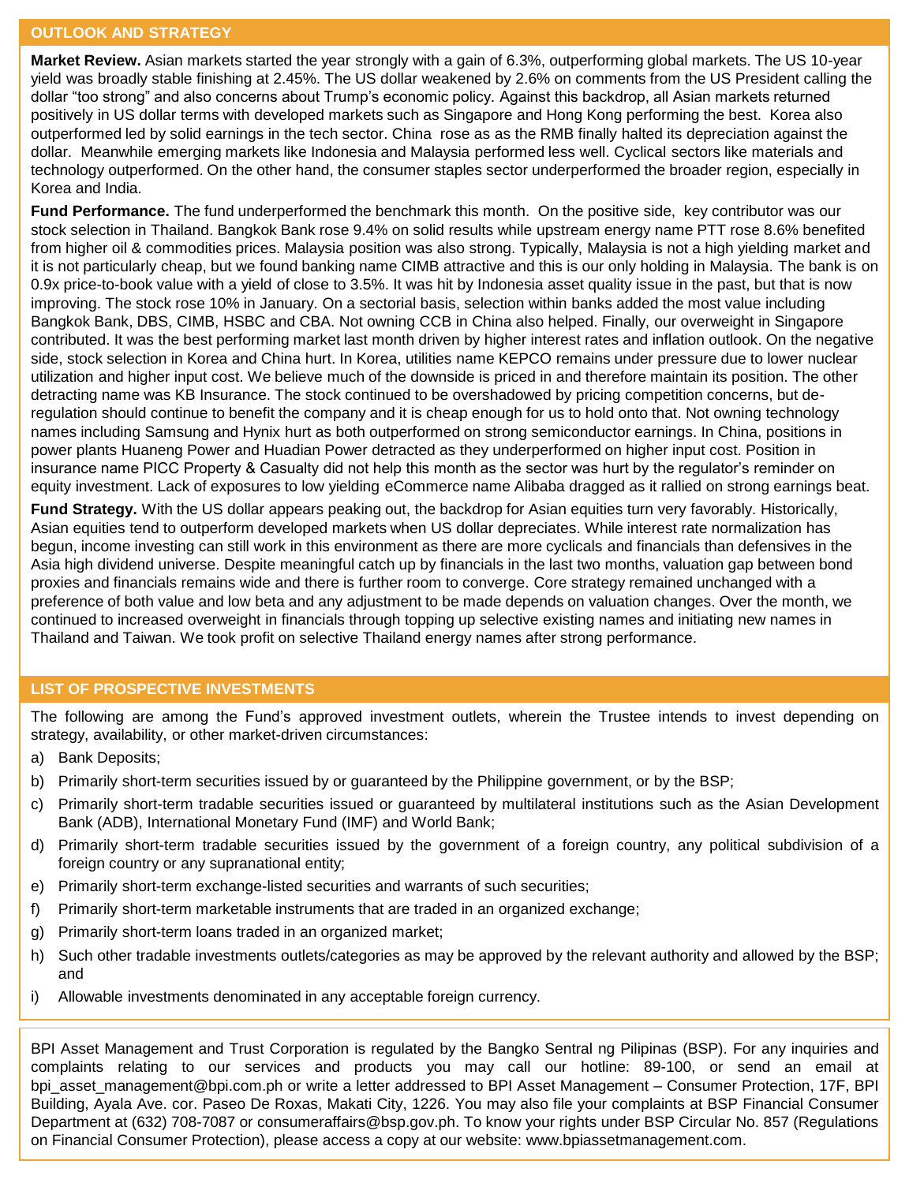## OUTLOOK AND STRATEGY

**Market Review.** Asian markets started the year strongly with a gain of 6.3%, outperforming global markets. The US 10-year yield was broadly stable finishing at 2.45%. The US dollar weakened by 2.6% on comments from the US President calling the dollar "too strong" and also concerns about Trump's economic policy. Against this backdrop, all Asian markets returned positively in US dollar terms with developed markets such as Singapore and Hong Kong performing the best. Korea also outperformed led by solid earnings in the tech sector. China rose as as the RMB finally halted its depreciation against the dollar. Meanwhile emerging markets like Indonesia and Malaysia performed less well. Cyclical sectors like materials and technology outperformed. On the other hand, the consumer staples sector underperformed the broader region, especially in Korea and India.

**Fund Performance.** The fund underperformed the benchmark this month. On the positive side, key contributor was our stock selection in Thailand. Bangkok Bank rose 9.4% on solid results while upstream energy name PTT rose 8.6% benefited from higher oil & commodities prices. Malaysia position was also strong. Typically, Malaysia is not a high yielding market and it is not particularly cheap, but we found banking name CIMB attractive and this is our only holding in Malaysia. The bank is on 0.9x price-to-book value with a yield of close to 3.5%. It was hit by Indonesia asset quality issue in the past, but that is now improving. The stock rose 10% in January. On a sectorial basis, selection within banks added the most value including Bangkok Bank, DBS, CIMB, HSBC and CBA. Not owning CCB in China also helped. Finally, our overweight in Singapore contributed. It was the best performing market last month driven by higher interest rates and inflation outlook. On the negative side, stock selection in Korea and China hurt. In Korea, utilities name KEPCO remains under pressure due to lower nuclear utilization and higher input cost. We believe much of the downside is priced in and therefore maintain its position. The other detracting name was KB Insurance. The stock continued to be overshadowed by pricing competition concerns, but de-regulation should continue to benefit the company and it is cheap enough for us to hold onto that. Not owning technology names including Samsung and Hynix hurt as both outperformed on strong semiconductor earnings. In China, positions in power plants Huaneng Power and Huadian Power detracted as they underperformed on higher input cost. Position in insurance name PICC Property & Casualty did not help this month as the sector was hurt by the regulator's reminder on equity investment. Lack of exposures to low yielding eCommerce name Alibaba dragged as it rallied on strong earnings beat.

**Fund Strategy.** With the US dollar appears peaking out, the backdrop for Asian equities turn very favorably. Historically, Asian equities tend to outperform developed markets when US dollar depreciates. While interest rate normalization has begun, income investing can still work in this environment as there are more cyclicals and financials than defensives in the Asia high dividend universe. Despite meaningful catch up by financials in the last two months, valuation gap between bond proxies and financials remains wide and there is further room to converge. Core strategy remained unchanged with a preference of both value and low beta and any adjustment to be made depends on valuation changes. Over the month, we continued to increased overweight in financials through topping up selective existing names and initiating new names in Thailand and Taiwan. We took profit on selective Thailand energy names after strong performance.

## LIST OF PROSPECTIVE INVESTMENTS

The following are among the Fund's approved investment outlets, wherein the Trustee intends to invest depending on strategy, availability, or other market-driven circumstances:

a) Bank Deposits;
b) Primarily short-term securities issued by or guaranteed by the Philippine government, or by the BSP;
c) Primarily short-term tradable securities issued or guaranteed by multilateral institutions such as the Asian Development Bank (ADB), International Monetary Fund (IMF) and World Bank;
d) Primarily short-term tradable securities issued by the government of a foreign country, any political subdivision of a foreign country or any supranational entity;
e) Primarily short-term exchange-listed securities and warrants of such securities;
f) Primarily short-term marketable instruments that are traded in an organized exchange;
g) Primarily short-term loans traded in an organized market;
h) Such other tradable investments outlets/categories as may be approved by the relevant authority and allowed by the BSP; and
i) Allowable investments denominated in any acceptable foreign currency.

BPI Asset Management and Trust Corporation is regulated by the Bangko Sentral ng Pilipinas (BSP). For any inquiries and complaints relating to our services and products you may call our hotline: 89-100, or send an email at bpi_asset_management@bpi.com.ph or write a letter addressed to BPI Asset Management – Consumer Protection, 17F, BPI Building, Ayala Ave. cor. Paseo De Roxas, Makati City, 1226. You may also file your complaints at BSP Financial Consumer Department at (632) 708-7087 or consumeraffairs@bsp.gov.ph. To know your rights under BSP Circular No. 857 (Regulations on Financial Consumer Protection), please access a copy at our website: www.bpiassetmanagement.com.